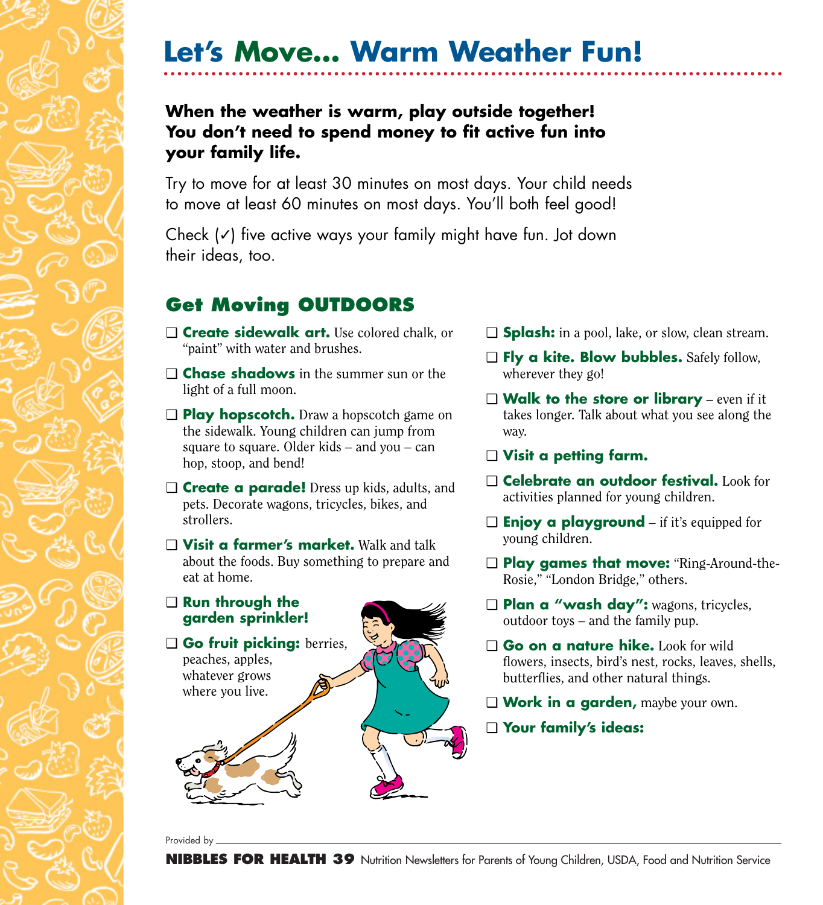# Let's Move... Warm Weather Fun!

**When the weather is warm, play outside together! You don't need to spend money to fit active fun into your family life.**

Try to move for at least 30 minutes on most days. Your child needs to move at least 60 minutes on most days. You'll both feel good!

Check (✓) five active ways your family might have fun. Jot down their ideas, too.

## Get Moving OUTDOORS

- ❑ **Create sidewalk art.** Use colored chalk, or "paint" with water and brushes.
- ❑ **Chase shadows** in the summer sun or the light of a full moon.
- ❑ **Play hopscotch.** Draw a hopscotch game on the sidewalk. Young children can jump from square to square. Older kids – and you – can hop, stoop, and bend!
- ❑ **Create a parade!** Dress up kids, adults, and pets. Decorate wagons, tricycles, bikes, and strollers.
- ❑ **Visit a farmer's market.** Walk and talk about the foods. Buy something to prepare and eat at home.
- ❑ **Run through the garden sprinkler!**
- ❑ **Go fruit picking:** berries, peaches, apples, whatever grows where you live.
- ❑ **Splash:** in a pool, lake, or slow, clean stream.
- ❑ **Fly a kite. Blow bubbles.** Safely follow, wherever they go!
- ❑ **Walk to the store or library** – even if it takes longer. Talk about what you see along the way.
- ❑ **Visit a petting farm.**
- ❑ **Celebrate an outdoor festival.** Look for activities planned for young children.
- ❑ **Enjoy a playground** – if it's equipped for young children.
- ❑ **Play games that move:** "Ring-Around-the-Rosie," "London Bridge," others.
- ❑ **Plan a "wash day":** wagons, tricycles, outdoor toys – and the family pup.
- ❑ **Go on a nature hike.** Look for wild flowers, insects, bird's nest, rocks, leaves, shells, butterflies, and other natural things.
- ❑ **Work in a garden,** maybe your own.
- ❑ **Your family's ideas:**

Provided by \_\_\_\_\_\_\_\_\_\_\_\_\_\_\_\_\_\_\_\_\_\_\_\_\_\_\_\_\_\_

**NIBBLES FOR HEALTH 39** Nutrition Newsletters for Parents of Young Children, USDA, Food and Nutrition Service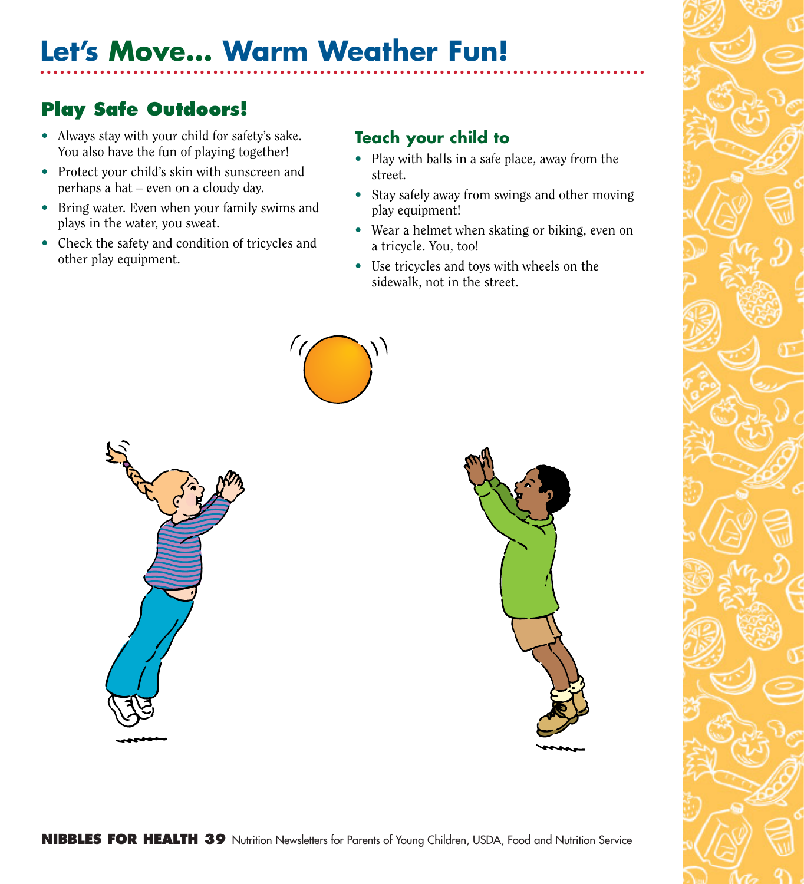# Let's Move... Warm Weather Fun!

## Play Safe Outdoors!

- Always stay with your child for safety's sake. You also have the fun of playing together!
- Protect your child's skin with sunscreen and perhaps a hat – even on a cloudy day.
- Bring water. Even when your family swims and plays in the water, you sweat.
- Check the safety and condition of tricycles and other play equipment.

### Teach your child to

- Play with balls in a safe place, away from the street.
- Stay safely away from swings and other moving play equipment!
- Wear a helmet when skating or biking, even on a tricycle. You, too!
- Use tricycles and toys with wheels on the sidewalk, not in the street.

**NIBBLES FOR HEALTH 39** Nutrition Newsletters for Parents of Young Children, USDA, Food and Nutrition Service